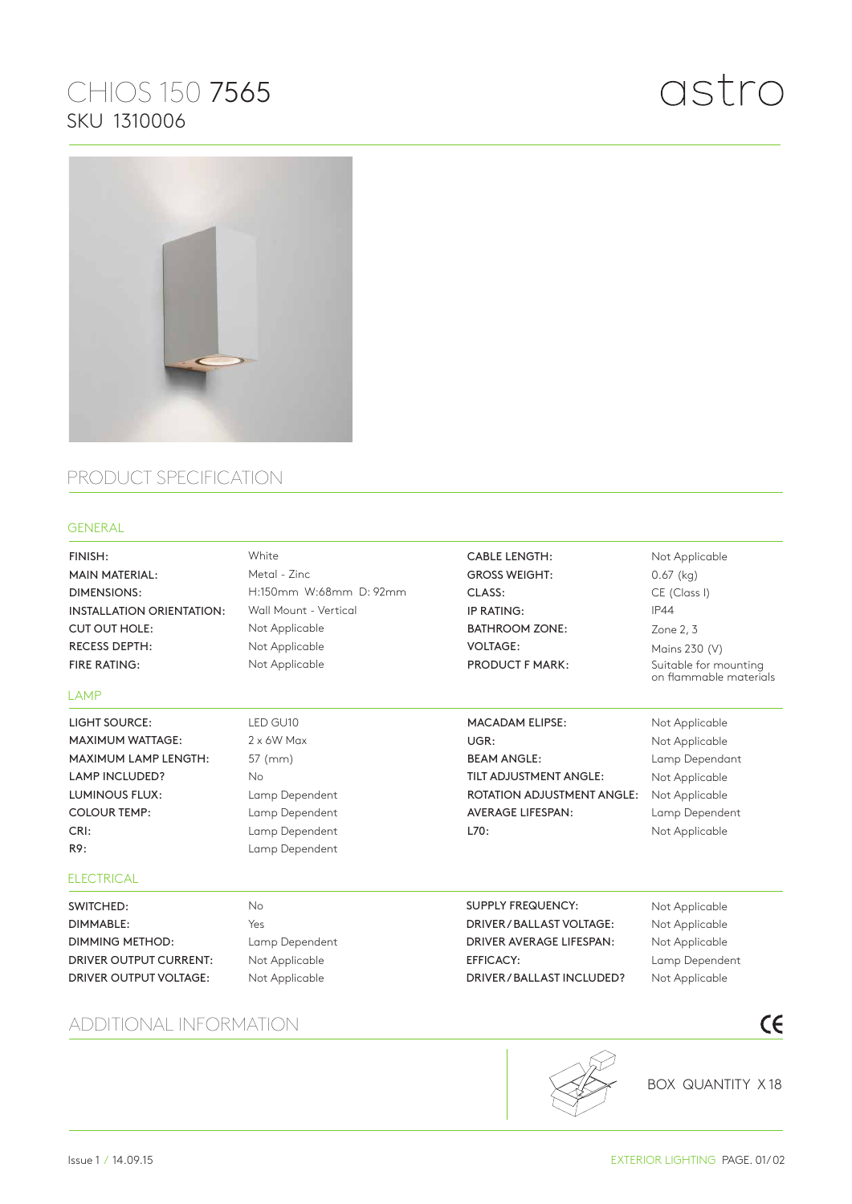# CHIOS 150 7565

SKU 1310006

astro

## PRODUCT SPECIFICATION

### GENERAL

| | | | |
|---|---|---|---|
| FINISH: | White | CABLE LENGTH: | Not Applicable |
| MAIN MATERIAL: | Metal - Zinc | GROSS WEIGHT: | 0.67 (kg) |
| DIMENSIONS: | H:150mm W:68mm D: 92mm | CLASS: | CE (Class I) |
| INSTALLATION ORIENTATION: | Wall Mount - Vertical | IP RATING: | IP44 |
| CUT OUT HOLE: | Not Applicable | BATHROOM ZONE: | Zone 2, 3 |
| RECESS DEPTH: | Not Applicable | VOLTAGE: | Mains 230 (V) |
| FIRE RATING: | Not Applicable | PRODUCT F MARK: | Suitable for mounting on flammable materials |

### LAMP

| | | | |
|---|---|---|---|
| LIGHT SOURCE: | LED GU10 | MACADAM ELIPSE: | Not Applicable |
| MAXIMUM WATTAGE: | 2 x 6W Max | UGR: | Not Applicable |
| MAXIMUM LAMP LENGTH: | 57 (mm) | BEAM ANGLE: | Lamp Dependant |
| LAMP INCLUDED? | No | TILT ADJUSTMENT ANGLE: | Not Applicable |
| LUMINOUS FLUX: | Lamp Dependent | ROTATION ADJUSTMENT ANGLE: | Not Applicable |
| COLOUR TEMP: | Lamp Dependent | AVERAGE LIFESPAN: | Lamp Dependent |
| CRI: | Lamp Dependent | L70: | Not Applicable |
| R9: | Lamp Dependent | | |

### ELECTRICAL

| | | | |
|---|---|---|---|
| SWITCHED: | No | SUPPLY FREQUENCY: | Not Applicable |
| DIMMABLE: | Yes | DRIVER / BALLAST VOLTAGE: | Not Applicable |
| DIMMING METHOD: | Lamp Dependent | DRIVER AVERAGE LIFESPAN: | Not Applicable |
| DRIVER OUTPUT CURRENT: | Not Applicable | EFFICACY: | Lamp Dependent |
| DRIVER OUTPUT VOLTAGE: | Not Applicable | DRIVER / BALLAST INCLUDED? | Not Applicable |

## ADDITIONAL INFORMATION

CE

BOX QUANTITY X 18

Issue 1 / 14.09.15

EXTERIOR LIGHTING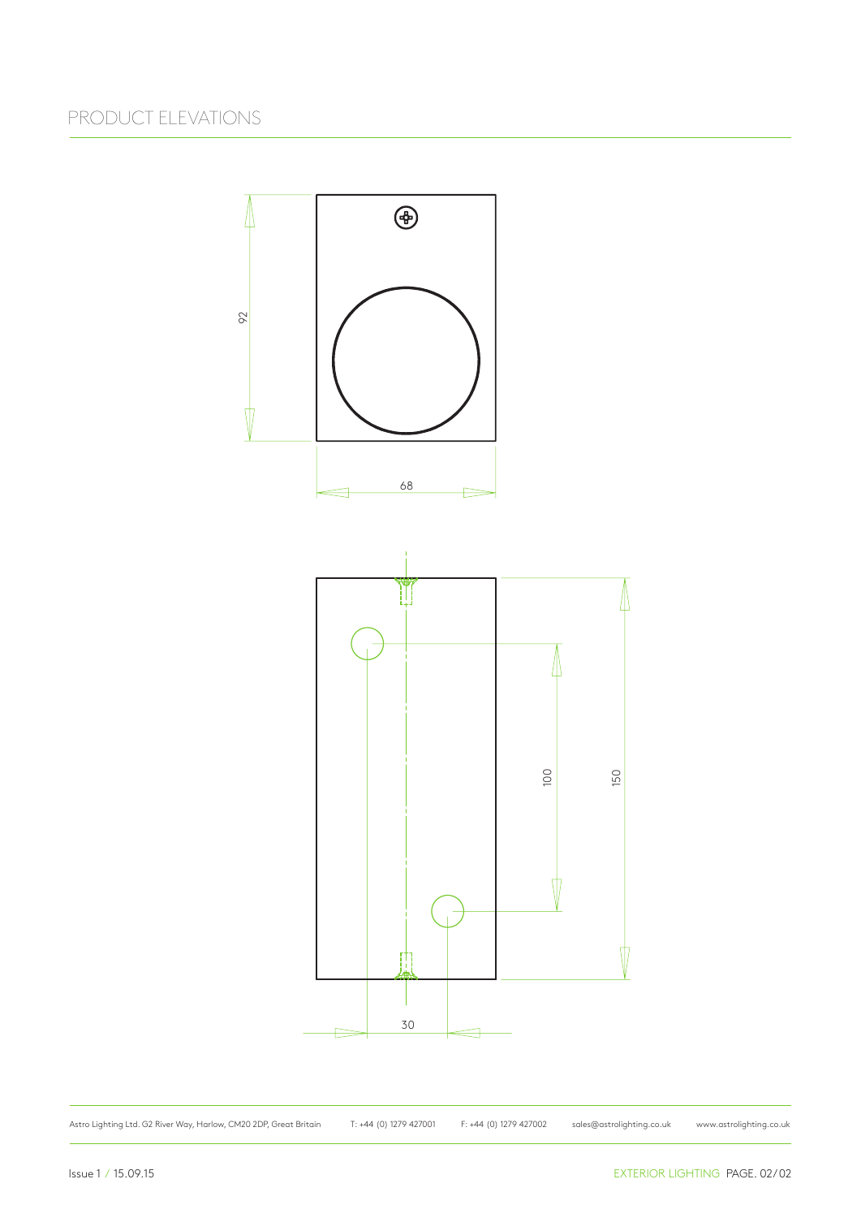# PRODUCT ELEVATIONS

92

68

100

150

30

Astro Lighting Ltd. G2 River Way, Harlow, CM20 2DP, Great Britain T: +44 (0) 1279 427001 F: +44 (0) 1279 427002 sales@astrolighting.co.uk www.astrolighting.co.uk

Issue 1 / 15.09.15

EXTERIOR LIGHTING